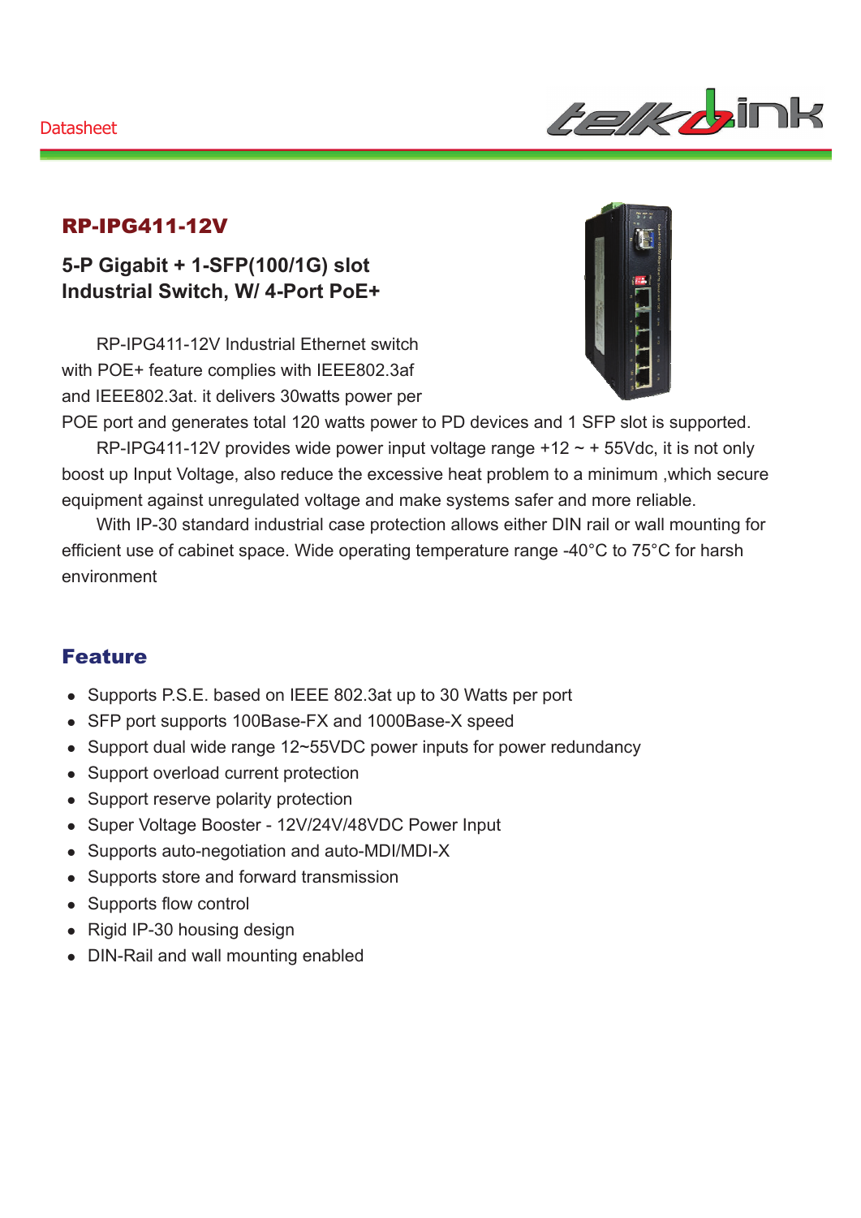Datasheet

# RP-IPG411-12V

## 5-P Gigabit + 1-SFP(100/1G) slot Industrial Switch, W/ 4-Port PoE+

RP-IPG411-12V Industrial Ethernet switch with POE+ feature complies with IEEE802.3af and IEEE802.3at. it delivers 30watts power per POE port and generates total 120 watts power to PD devices and 1 SFP slot is supported.

RP-IPG411-12V provides wide power input voltage range +12 ~ + 55Vdc, it is not only boost up Input Voltage, also reduce the excessive heat problem to a minimum ,which secure equipment against unregulated voltage and make systems safer and more reliable.

With IP-30 standard industrial case protection allows either DIN rail or wall mounting for efficient use of cabinet space. Wide operating temperature range -40°C to 75°C for harsh environment

## Feature

- Supports P.S.E. based on IEEE 802.3at up to 30 Watts per port
- SFP port supports 100Base-FX and 1000Base-X speed
- Support dual wide range 12~55VDC power inputs for power redundancy
- Support overload current protection
- Support reserve polarity protection
- Super Voltage Booster - 12V/24V/48VDC Power Input
- Supports auto-negotiation and auto-MDI/MDI-X
- Supports store and forward transmission
- Supports flow control
- Rigid IP-30 housing design
- DIN-Rail and wall mounting enabled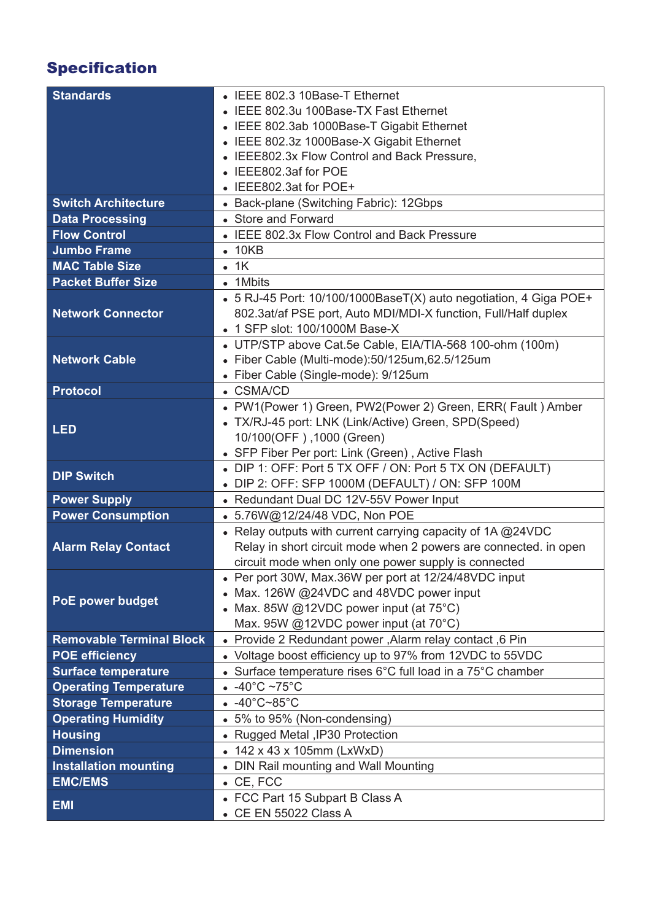## Specification

| | |
|---|---|
| **Standards** | • IEEE 802.3 10Base-T Ethernet<br>• IEEE 802.3u 100Base-TX Fast Ethernet<br>• IEEE 802.3ab 1000Base-T Gigabit Ethernet<br>• IEEE 802.3z 1000Base-X Gigabit Ethernet<br>• IEEE802.3x Flow Control and Back Pressure,<br>• IEEE802.3af for POE<br>• IEEE802.3at for POE+ |
| **Switch Architecture** | • Back-plane (Switching Fabric): 12Gbps |
| **Data Processing** | • Store and Forward |
| **Flow Control** | • IEEE 802.3x Flow Control and Back Pressure |
| **Jumbo Frame** | • 10KB |
| **MAC Table Size** | • 1K |
| **Packet Buffer Size** | • 1Mbits |
| **Network Connector** | • 5 RJ-45 Port: 10/100/1000BaseT(X) auto negotiation, 4 Giga POE+ 802.3at/af PSE port, Auto MDI/MDI-X function, Full/Half duplex<br>• 1 SFP slot: 100/1000M Base-X |
| **Network Cable** | • UTP/STP above Cat.5e Cable, EIA/TIA-568 100-ohm (100m)<br>• Fiber Cable (Multi-mode):50/125um,62.5/125um<br>• Fiber Cable (Single-mode): 9/125um |
| **Protocol** | • CSMA/CD |
| **LED** | • PW1(Power 1) Green, PW2(Power 2) Green, ERR( Fault ) Amber<br>• TX/RJ-45 port: LNK (Link/Active) Green, SPD(Speed) 10/100(OFF ) ,1000 (Green)<br>• SFP Fiber Per port: Link (Green) , Active Flash |
| **DIP Switch** | • DIP 1: OFF: Port 5 TX OFF / ON: Port 5 TX ON (DEFAULT)<br>• DIP 2: OFF: SFP 1000M (DEFAULT) / ON: SFP 100M |
| **Power Supply** | • Redundant Dual DC 12V-55V Power Input |
| **Power Consumption** | • 5.76W@12/24/48 VDC, Non POE |
| **Alarm Relay Contact** | • Relay outputs with current carrying capacity of 1A @24VDC Relay in short circuit mode when 2 powers are connected. in open circuit mode when only one power supply is connected |
| **PoE power budget** | • Per port 30W, Max.36W per port at 12/24/48VDC input<br>• Max. 126W @24VDC and 48VDC power input<br>• Max. 85W @12VDC power input (at 75°C) Max. 95W @12VDC power input (at 70°C) |
| **Removable Terminal Block** | • Provide 2 Redundant power ,Alarm relay contact ,6 Pin |
| **POE efficiency** | • Voltage boost efficiency up to 97% from 12VDC to 55VDC |
| **Surface temperature** | • Surface temperature rises 6°C full load in a 75°C chamber |
| **Operating Temperature** | • -40°C ~75°C |
| **Storage Temperature** | • -40°C~85°C |
| **Operating Humidity** | • 5% to 95% (Non-condensing) |
| **Housing** | • Rugged Metal ,IP30 Protection |
| **Dimension** | • 142 x 43 x 105mm (LxWxD) |
| **Installation mounting** | • DIN Rail mounting and Wall Mounting |
| **EMC/EMS** | • CE, FCC |
| **EMI** | • FCC Part 15 Subpart B Class A<br>• CE EN 55022 Class A |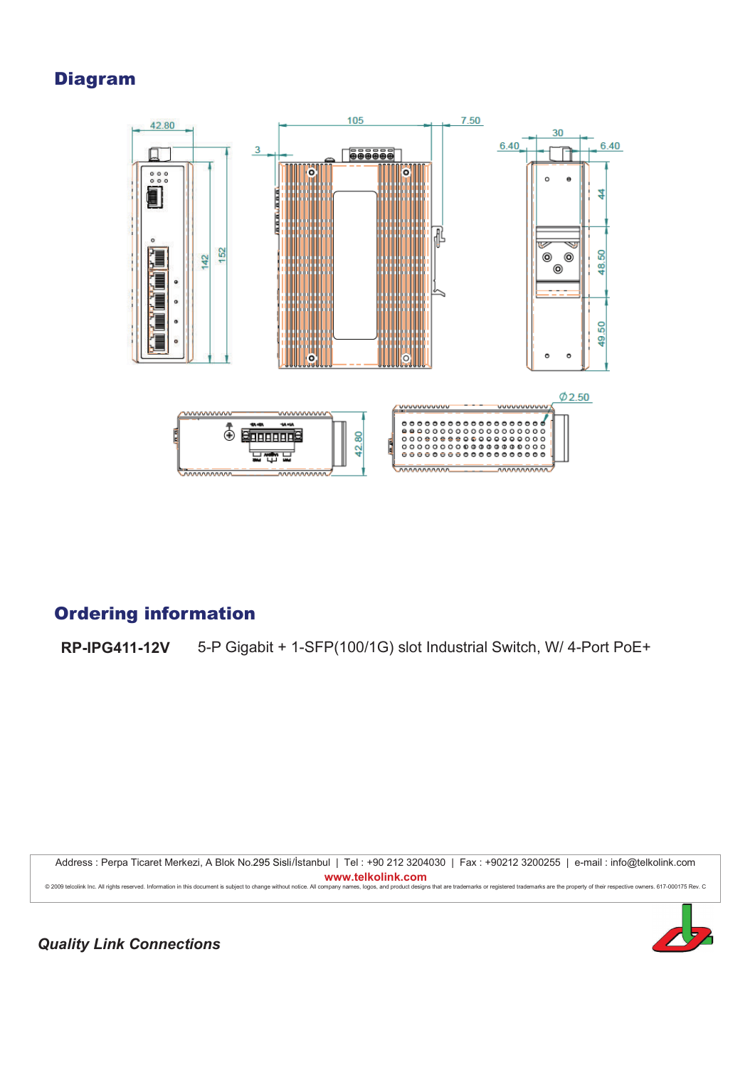## Diagram

42.80

105

7.50

3

30

6.40

6.40

142

152

44

48.50

49.50

Ø2.50

42.80

## Ordering information

**RP-IPG411-12V** 5-P Gigabit + 1-SFP(100/1G) slot Industrial Switch, W/ 4-Port PoE+

Address : Perpa Ticaret Merkezi, A Blok No.295 Sisli/İstanbul | Tel : +90 212 3204030 | Fax : +90212 3200255 | e-mail : info@telkolink.com

www.telkolink.com

© 2009 telcolink Inc. All rights reserved. Information in this document is subject to change without notice. All company names, logos, and product designs that are trademarks or registered trademarks are the property of their respective owners. 617-000175 Rev. C

*Quality Link Connections*